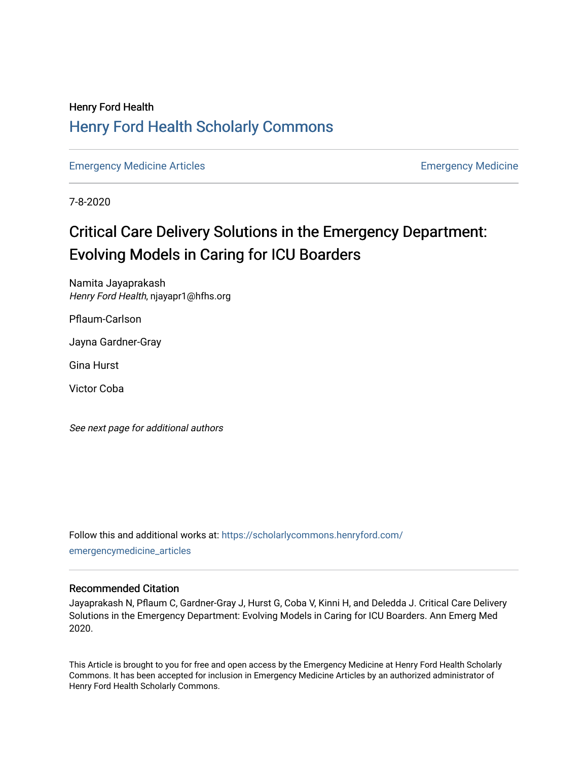Henry Ford Health

# Henry Ford Health Scholarly Commons

Emergency Medicine Articles | Emergency Medicine

7-8-2020

# Critical Care Delivery Solutions in the Emergency Department: Evolving Models in Caring for ICU Boarders

Namita Jayaprakash
*Henry Ford Health*, njayapr1@hfhs.org

Pflaum-Carlson

Jayna Gardner-Gray

Gina Hurst

Victor Coba

*See next page for additional authors*

Follow this and additional works at: https://scholarlycommons.henryford.com/emergencymedicine_articles

### Recommended Citation

Jayaprakash N, Pflaum C, Gardner-Gray J, Hurst G, Coba V, Kinni H, and Deledda J. Critical Care Delivery Solutions in the Emergency Department: Evolving Models in Caring for ICU Boarders. Ann Emerg Med 2020.

This Article is brought to you for free and open access by the Emergency Medicine at Henry Ford Health Scholarly Commons. It has been accepted for inclusion in Emergency Medicine Articles by an authorized administrator of Henry Ford Health Scholarly Commons.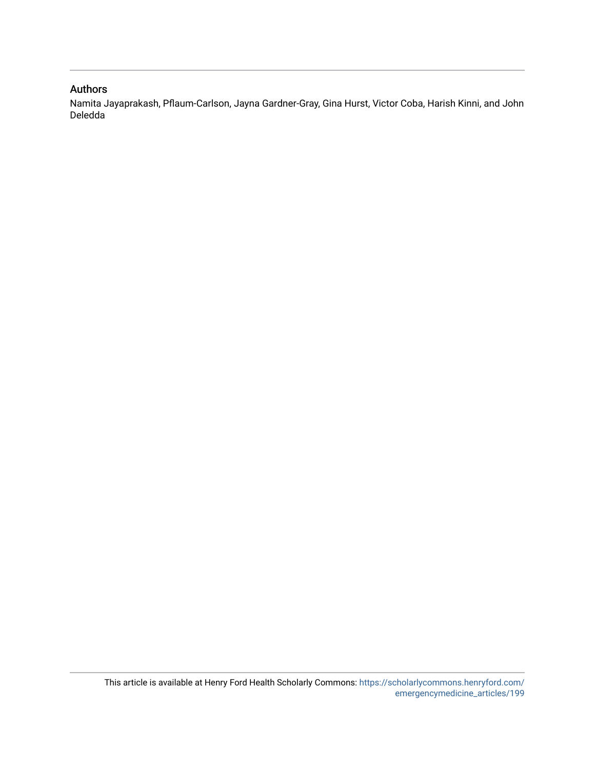## Authors

Namita Jayaprakash, Pflaum-Carlson, Jayna Gardner-Gray, Gina Hurst, Victor Coba, Harish Kinni, and John Deledda

This article is available at Henry Ford Health Scholarly Commons: https://scholarlycommons.henryford.com/emergencymedicine_articles/199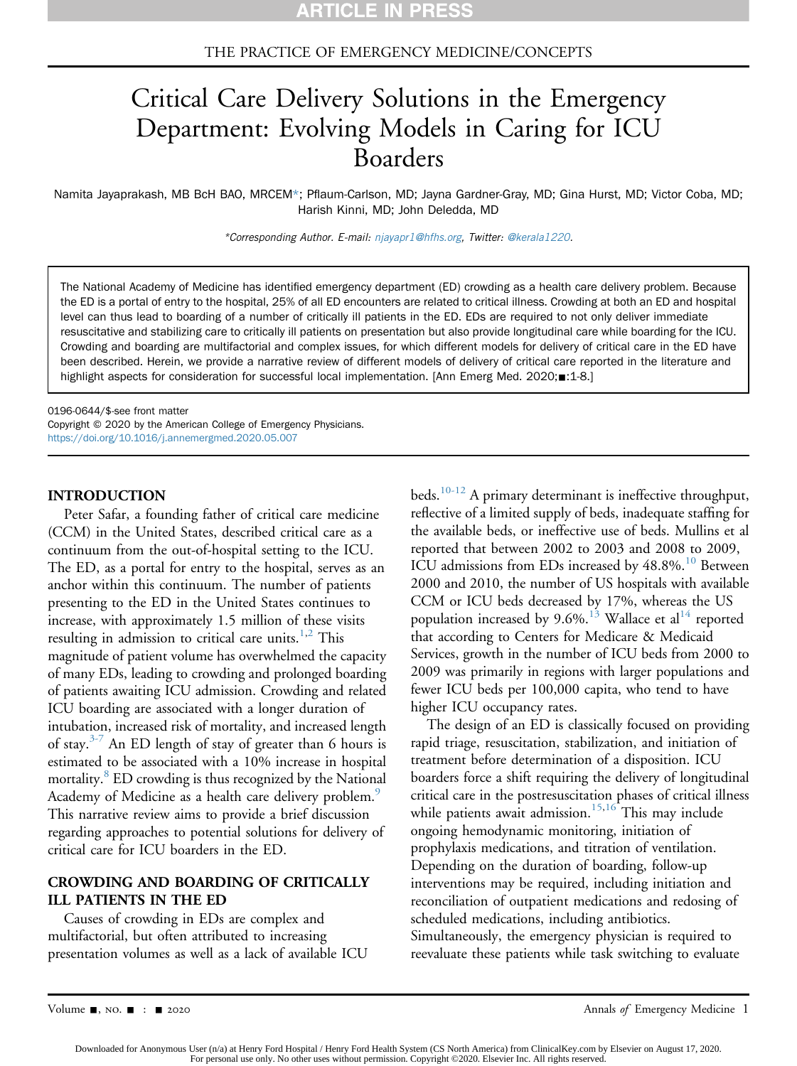# Critical Care Delivery Solutions in the Emergency Department: Evolving Models in Caring for ICU Boarders

Namita Jayaprakash, MB BCh BAO, MRCEM*; Pflaum-Carlson, MD; Jayna Gardner-Gray, MD; Gina Hurst, MD; Victor Coba, MD; Harish Kinni, MD; John Deledda, MD

*Corresponding Author. E-mail: njayapr1@hfhs.org, Twitter: @kerala1220.

The National Academy of Medicine has identified emergency department (ED) crowding as a health care delivery problem. Because the ED is a portal of entry to the hospital, 25% of all ED encounters are related to critical illness. Crowding at both an ED and hospital level can thus lead to boarding of a number of critically ill patients in the ED. EDs are required to not only deliver immediate resuscitative and stabilizing care to critically ill patients on presentation but also provide longitudinal care while boarding for the ICU. Crowding and boarding are multifactorial and complex issues, for which different models for delivery of critical care in the ED have been described. Herein, we provide a narrative review of different models of delivery of critical care reported in the literature and highlight aspects for consideration for successful local implementation. [Ann Emerg Med. 2020;■:1-8.]

0196-0644/$-see front matter
Copyright © 2020 by the American College of Emergency Physicians.
https://doi.org/10.1016/j.annemergmed.2020.05.007

## INTRODUCTION

Peter Safar, a founding father of critical care medicine (CCM) in the United States, described critical care as a continuum from the out-of-hospital setting to the ICU. The ED, as a portal for entry to the hospital, serves as an anchor within this continuum. The number of patients presenting to the ED in the United States continues to increase, with approximately 1.5 million of these visits resulting in admission to critical care units.[1,2] This magnitude of patient volume has overwhelmed the capacity of many EDs, leading to crowding and prolonged boarding of patients awaiting ICU admission. Crowding and related ICU boarding are associated with a longer duration of intubation, increased risk of mortality, and increased length of stay.[3-7] An ED length of stay of greater than 6 hours is estimated to be associated with a 10% increase in hospital mortality.[8] ED crowding is thus recognized by the National Academy of Medicine as a health care delivery problem.[9] This narrative review aims to provide a brief discussion regarding approaches to potential solutions for delivery of critical care for ICU boarders in the ED.

## CROWDING AND BOARDING OF CRITICALLY ILL PATIENTS IN THE ED

Causes of crowding in EDs are complex and multifactorial, but often attributed to increasing presentation volumes as well as a lack of available ICU beds.[10-12] A primary determinant is ineffective throughput, reflective of a limited supply of beds, inadequate staffing for the available beds, or ineffective use of beds. Mullins et al reported that between 2002 to 2003 and 2008 to 2009, ICU admissions from EDs increased by 48.8%.[10] Between 2000 and 2010, the number of US hospitals with available CCM or ICU beds decreased by 17%, whereas the US population increased by 9.6%.[13] Wallace et al[14] reported that according to Centers for Medicare & Medicaid Services, growth in the number of ICU beds from 2000 to 2009 was primarily in regions with larger populations and fewer ICU beds per 100,000 capita, who tend to have higher ICU occupancy rates.

The design of an ED is classically focused on providing rapid triage, resuscitation, stabilization, and initiation of treatment before determination of a disposition. ICU boarders force a shift requiring the delivery of longitudinal critical care in the postresuscitation phases of critical illness while patients await admission.[15,16] This may include ongoing hemodynamic monitoring, initiation of prophylaxis medications, and titration of ventilation. Depending on the duration of boarding, follow-up interventions may be required, including initiation and reconciliation of outpatient medications and redosing of scheduled medications, including antibiotics. Simultaneously, the emergency physician is required to reevaluate these patients while task switching to evaluate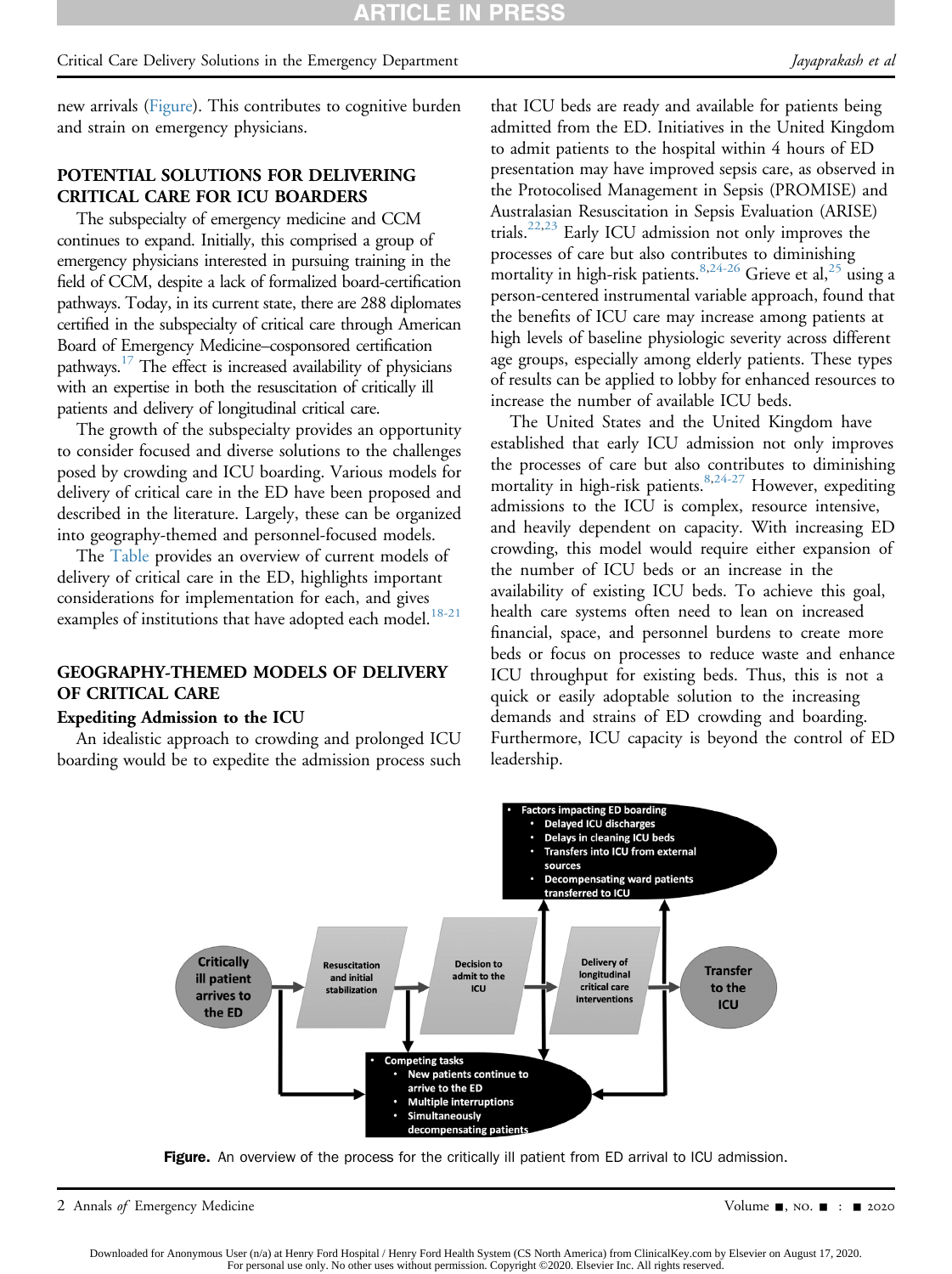new arrivals (Figure). This contributes to cognitive burden and strain on emergency physicians.

## POTENTIAL SOLUTIONS FOR DELIVERING CRITICAL CARE FOR ICU BOARDERS

The subspecialty of emergency medicine and CCM continues to expand. Initially, this comprised a group of emergency physicians interested in pursuing training in the field of CCM, despite a lack of formalized board-certification pathways. Today, in its current state, there are 288 diplomates certified in the subspecialty of critical care through American Board of Emergency Medicine–cosponsored certification pathways.[17] The effect is increased availability of physicians with an expertise in both the resuscitation of critically ill patients and delivery of longitudinal critical care.

The growth of the subspecialty provides an opportunity to consider focused and diverse solutions to the challenges posed by crowding and ICU boarding. Various models for delivery of critical care in the ED have been proposed and described in the literature. Largely, these can be organized into geography-themed and personnel-focused models.

The Table provides an overview of current models of delivery of critical care in the ED, highlights important considerations for implementation for each, and gives examples of institutions that have adopted each model.[18-21]

## GEOGRAPHY-THEMED MODELS OF DELIVERY OF CRITICAL CARE

### Expediting Admission to the ICU

An idealistic approach to crowding and prolonged ICU boarding would be to expedite the admission process such that ICU beds are ready and available for patients being admitted from the ED. Initiatives in the United Kingdom to admit patients to the hospital within 4 hours of ED presentation may have improved sepsis care, as observed in the Protocolised Management in Sepsis (PROMISE) and Australasian Resuscitation in Sepsis Evaluation (ARISE) trials.[22,23] Early ICU admission not only improves the processes of care but also contributes to diminishing mortality in high-risk patients.[8,24-26] Grieve et al,[25] using a person-centered instrumental variable approach, found that the benefits of ICU care may increase among patients at high levels of baseline physiologic severity across different age groups, especially among elderly patients. These types of results can be applied to lobby for enhanced resources to increase the number of available ICU beds.

The United States and the United Kingdom have established that early ICU admission not only improves the processes of care but also contributes to diminishing mortality in high-risk patients.[8,24-27] However, expediting admissions to the ICU is complex, resource intensive, and heavily dependent on capacity. With increasing ED crowding, this model would require either expansion of the number of ICU beds or an increase in the availability of existing ICU beds. To achieve this goal, health care systems often need to lean on increased financial, space, and personnel burdens to create more beds or focus on processes to reduce waste and enhance ICU throughput for existing beds. Thus, this is not a quick or easily adoptable solution to the increasing demands and strains of ED crowding and boarding. Furthermore, ICU capacity is beyond the control of ED leadership.

- Factors impacting ED boarding
  - Delayed ICU discharges
  - Delays in cleaning ICU beds
  - Transfers into ICU from external sources
  - Decompensating ward patients transferred to ICU

Critically ill patient arrives to the ED → Resuscitation and initial stabilization → Decision to admit to the ICU → Delivery of longitudinal critical care interventions → Transfer to the ICU

- Competing tasks
  - New patients continue to arrive to the ED
  - Multiple interruptions
  - Simultaneously decompensating patients

**Figure.** An overview of the process for the critically ill patient from ED arrival to ICU admission.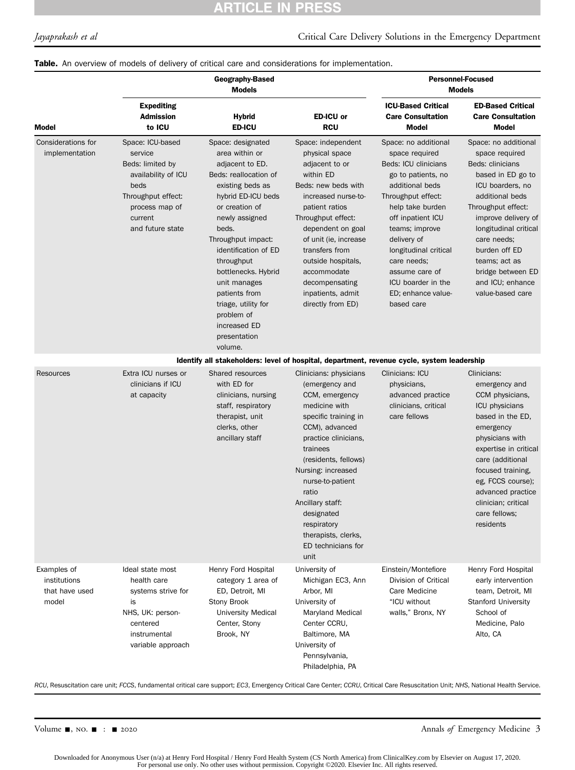**Table.** An overview of models of delivery of critical care and considerations for implementation.

| Model | Geography-Based Models | | | Personnel-Focused Models | |
|---|---|---|---|---|---|
| | **Expediting Admission to ICU** | **Hybrid ED-ICU** | **ED-ICU or RCU** | **ICU-Based Critical Care Consultation Model** | **ED-Based Critical Care Consultation Model** |
| Considerations for implementation | Space: ICU-based service<br>Beds: limited by availability of ICU beds<br>Throughput effect: process map of current and future state | Space: designated area within or adjacent to ED.<br>Beds: reallocation of existing beds as hybrid ED-ICU beds or creation of newly assigned beds.<br>Throughput impact: identification of ED throughput bottlenecks. Hybrid unit manages patients from triage, utility for problem of increased ED presentation volume. | Space: independent physical space adjacent to or within ED<br>Beds: new beds with increased nurse-to-patient ratios<br>Throughput effect: dependent on goal of unit (ie, increase transfers from outside hospitals, accommodate decompensating inpatients, admit directly from ED) | Space: no additional space required<br>Beds: ICU clinicians go to patients, no additional beds<br>Throughput effect: help take burden off inpatient ICU teams; improve delivery of longitudinal critical care needs; assume care of ICU boarder in the ED; enhance value-based care | Space: no additional space required<br>Beds: clinicians based in ED go to ICU boarders, no additional beds<br>Throughput effect: improve delivery of longitudinal critical care needs; burden off ED teams; act as bridge between ED and ICU; enhance value-based care |
| | **Identify all stakeholders: level of hospital, department, revenue cycle, system leadership** | | | | |
| Resources | Extra ICU nurses or clinicians if ICU at capacity | Shared resources with ED for clinicians, nursing staff, respiratory therapist, unit clerks, other ancillary staff | Clinicians: physicians (emergency and CCM, emergency medicine with specific training in CCM), advanced practice clinicians, trainees (residents, fellows)<br>Nursing: increased nurse-to-patient ratio<br>Ancillary staff: designated respiratory therapists, clerks, ED technicians for unit | Clinicians: ICU physicians, advanced practice clinicians, critical care fellows | Clinicians: emergency and CCM physicians, ICU physicians based in the ED, emergency physicians with expertise in critical care (additional focused training, eg, FCCS course); advanced practice clinician; critical care fellows; residents |
| Examples of institutions that have used model | Ideal state most health care systems strive for is<br>NHS, UK: person-centered instrumental variable approach | Henry Ford Hospital category 1 area of ED, Detroit, MI<br>Stony Brook University Medical Center, Stony Brook, NY | University of Michigan EC3, Ann Arbor, MI<br>University of Maryland Medical Center CCRU, Baltimore, MA<br>University of Pennsylvania, Philadelphia, PA | Einstein/Montefiore Division of Critical Care Medicine "ICU without walls," Bronx, NY | Henry Ford Hospital early intervention team, Detroit, MI<br>Stanford University School of Medicine, Palo Alto, CA |

*RCU*, Resuscitation care unit; *FCCS*, fundamental critical care support; *EC3*, Emergency Critical Care Center; *CCRU*, Critical Care Resuscitation Unit; *NHS*, National Health Service.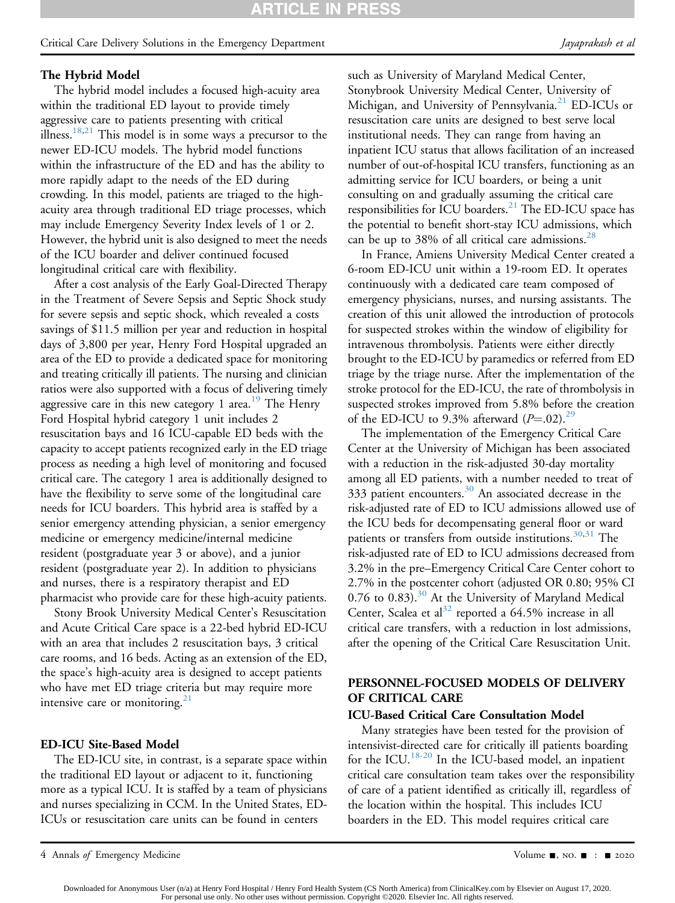### The Hybrid Model

The hybrid model includes a focused high-acuity area within the traditional ED layout to provide timely aggressive care to patients presenting with critical illness.[18,21] This model is in some ways a precursor to the newer ED-ICU models. The hybrid model functions within the infrastructure of the ED and has the ability to more rapidly adapt to the needs of the ED during crowding. In this model, patients are triaged to the high-acuity area through traditional ED triage processes, which may include Emergency Severity Index levels of 1 or 2. However, the hybrid unit is also designed to meet the needs of the ICU boarder and deliver continued focused longitudinal critical care with flexibility.

After a cost analysis of the Early Goal-Directed Therapy in the Treatment of Severe Sepsis and Septic Shock study for severe sepsis and septic shock, which revealed a costs savings of $11.5 million per year and reduction in hospital days of 3,800 per year, Henry Ford Hospital upgraded an area of the ED to provide a dedicated space for monitoring and treating critically ill patients. The nursing and clinician ratios were also supported with a focus of delivering timely aggressive care in this new category 1 area.[19] The Henry Ford Hospital hybrid category 1 unit includes 2 resuscitation bays and 16 ICU-capable ED beds with the capacity to accept patients recognized early in the ED triage process as needing a high level of monitoring and focused critical care. The category 1 area is additionally designed to have the flexibility to serve some of the longitudinal care needs for ICU boarders. This hybrid area is staffed by a senior emergency attending physician, a senior emergency medicine or emergency medicine/internal medicine resident (postgraduate year 3 or above), and a junior resident (postgraduate year 2). In addition to physicians and nurses, there is a respiratory therapist and ED pharmacist who provide care for these high-acuity patients.

Stony Brook University Medical Center's Resuscitation and Acute Critical Care space is a 22-bed hybrid ED-ICU with an area that includes 2 resuscitation bays, 3 critical care rooms, and 16 beds. Acting as an extension of the ED, the space's high-acuity area is designed to accept patients who have met ED triage criteria but may require more intensive care or monitoring.[21]

### ED-ICU Site-Based Model

The ED-ICU site, in contrast, is a separate space within the traditional ED layout or adjacent to it, functioning more as a typical ICU. It is staffed by a team of physicians and nurses specializing in CCM. In the United States, ED-ICUs or resuscitation care units can be found in centers such as University of Maryland Medical Center, Stonybrook University Medical Center, University of Michigan, and University of Pennsylvania.[21] ED-ICUs or resuscitation care units are designed to best serve local institutional needs. They can range from having an inpatient ICU status that allows facilitation of an increased number of out-of-hospital ICU transfers, functioning as an admitting service for ICU boarders, or being a unit consulting on and gradually assuming the critical care responsibilities for ICU boarders.[21] The ED-ICU space has the potential to benefit short-stay ICU admissions, which can be up to 38% of all critical care admissions.[28]

In France, Amiens University Medical Center created a 6-room ED-ICU unit within a 19-room ED. It operates continuously with a dedicated care team composed of emergency physicians, nurses, and nursing assistants. The creation of this unit allowed the introduction of protocols for suspected strokes within the window of eligibility for intravenous thrombolysis. Patients were either directly brought to the ED-ICU by paramedics or referred from ED triage by the triage nurse. After the implementation of the stroke protocol for the ED-ICU, the rate of thrombolysis in suspected strokes improved from 5.8% before the creation of the ED-ICU to 9.3% afterward ($P$=.02).[29]

The implementation of the Emergency Critical Care Center at the University of Michigan has been associated with a reduction in the risk-adjusted 30-day mortality among all ED patients, with a number needed to treat of 333 patient encounters.[30] An associated decrease in the risk-adjusted rate of ED to ICU admissions allowed use of the ICU beds for decompensating general floor or ward patients or transfers from outside institutions.[30,31] The risk-adjusted rate of ED to ICU admissions decreased from 3.2% in the pre–Emergency Critical Care Center cohort to 2.7% in the postcenter cohort (adjusted OR 0.80; 95% CI 0.76 to 0.83).[30] At the University of Maryland Medical Center, Scalea et al[32] reported a 64.5% increase in all critical care transfers, with a reduction in lost admissions, after the opening of the Critical Care Resuscitation Unit.

## PERSONNEL-FOCUSED MODELS OF DELIVERY OF CRITICAL CARE

### ICU-Based Critical Care Consultation Model

Many strategies have been tested for the provision of intensivist-directed care for critically ill patients boarding for the ICU.[18-20] In the ICU-based model, an inpatient critical care consultation team takes over the responsibility of care of a patient identified as critically ill, regardless of the location within the hospital. This includes ICU boarders in the ED. This model requires critical care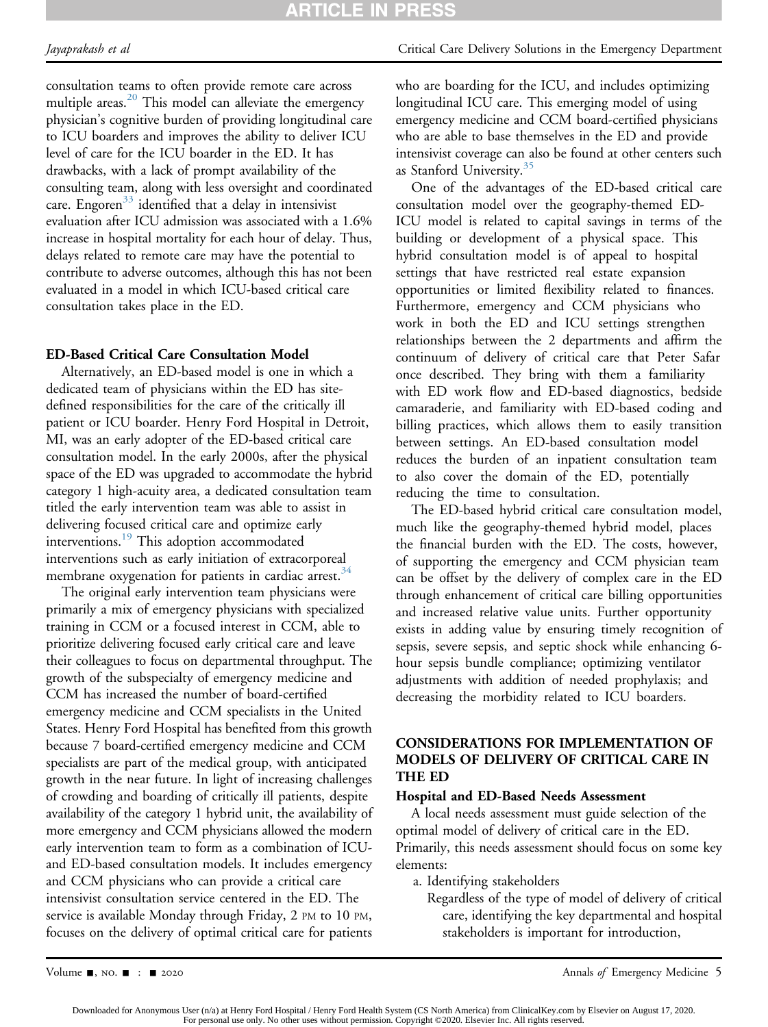consultation teams to often provide remote care across multiple areas.[20] This model can alleviate the emergency physician's cognitive burden of providing longitudinal care to ICU boarders and improves the ability to deliver ICU level of care for the ICU boarder in the ED. It has drawbacks, with a lack of prompt availability of the consulting team, along with less oversight and coordinated care. Engoren[33] identified that a delay in intensivist evaluation after ICU admission was associated with a 1.6% increase in hospital mortality for each hour of delay. Thus, delays related to remote care may have the potential to contribute to adverse outcomes, although this has not been evaluated in a model in which ICU-based critical care consultation takes place in the ED.

### ED-Based Critical Care Consultation Model

Alternatively, an ED-based model is one in which a dedicated team of physicians within the ED has site-defined responsibilities for the care of the critically ill patient or ICU boarder. Henry Ford Hospital in Detroit, MI, was an early adopter of the ED-based critical care consultation model. In the early 2000s, after the physical space of the ED was upgraded to accommodate the hybrid category 1 high-acuity area, a dedicated consultation team titled the early intervention team was able to assist in delivering focused critical care and optimize early interventions.[19] This adoption accommodated interventions such as early initiation of extracorporeal membrane oxygenation for patients in cardiac arrest.[34]

The original early intervention team physicians were primarily a mix of emergency physicians with specialized training in CCM or a focused interest in CCM, able to prioritize delivering focused early critical care and leave their colleagues to focus on departmental throughput. The growth of the subspecialty of emergency medicine and CCM has increased the number of board-certified emergency medicine and CCM specialists in the United States. Henry Ford Hospital has benefited from this growth because 7 board-certified emergency medicine and CCM specialists are part of the medical group, with anticipated growth in the near future. In light of increasing challenges of crowding and boarding of critically ill patients, despite availability of the category 1 hybrid unit, the availability of more emergency and CCM physicians allowed the modern early intervention team to form as a combination of ICU- and ED-based consultation models. It includes emergency and CCM physicians who can provide a critical care intensivist consultation service centered in the ED. The service is available Monday through Friday, 2 PM to 10 PM, focuses on the delivery of optimal critical care for patients who are boarding for the ICU, and includes optimizing longitudinal ICU care. This emerging model of using emergency medicine and CCM board-certified physicians who are able to base themselves in the ED and provide intensivist coverage can also be found at other centers such as Stanford University.[35]

One of the advantages of the ED-based critical care consultation model over the geography-themed ED-ICU model is related to capital savings in terms of the building or development of a physical space. This hybrid consultation model is of appeal to hospital settings that have restricted real estate expansion opportunities or limited flexibility related to finances. Furthermore, emergency and CCM physicians who work in both the ED and ICU settings strengthen relationships between the 2 departments and affirm the continuum of delivery of critical care that Peter Safar once described. They bring with them a familiarity with ED work flow and ED-based diagnostics, bedside camaraderie, and familiarity with ED-based coding and billing practices, which allows them to easily transition between settings. An ED-based consultation model reduces the burden of an inpatient consultation team to also cover the domain of the ED, potentially reducing the time to consultation.

The ED-based hybrid critical care consultation model, much like the geography-themed hybrid model, places the financial burden with the ED. The costs, however, of supporting the emergency and CCM physician team can be offset by the delivery of complex care in the ED through enhancement of critical care billing opportunities and increased relative value units. Further opportunity exists in adding value by ensuring timely recognition of sepsis, severe sepsis, and septic shock while enhancing 6-hour sepsis bundle compliance; optimizing ventilator adjustments with addition of needed prophylaxis; and decreasing the morbidity related to ICU boarders.

## CONSIDERATIONS FOR IMPLEMENTATION OF MODELS OF DELIVERY OF CRITICAL CARE IN THE ED

### Hospital and ED-Based Needs Assessment

A local needs assessment must guide selection of the optimal model of delivery of critical care in the ED. Primarily, this needs assessment should focus on some key elements:

a. Identifying stakeholders
   Regardless of the type of model of delivery of critical care, identifying the key departmental and hospital stakeholders is important for introduction,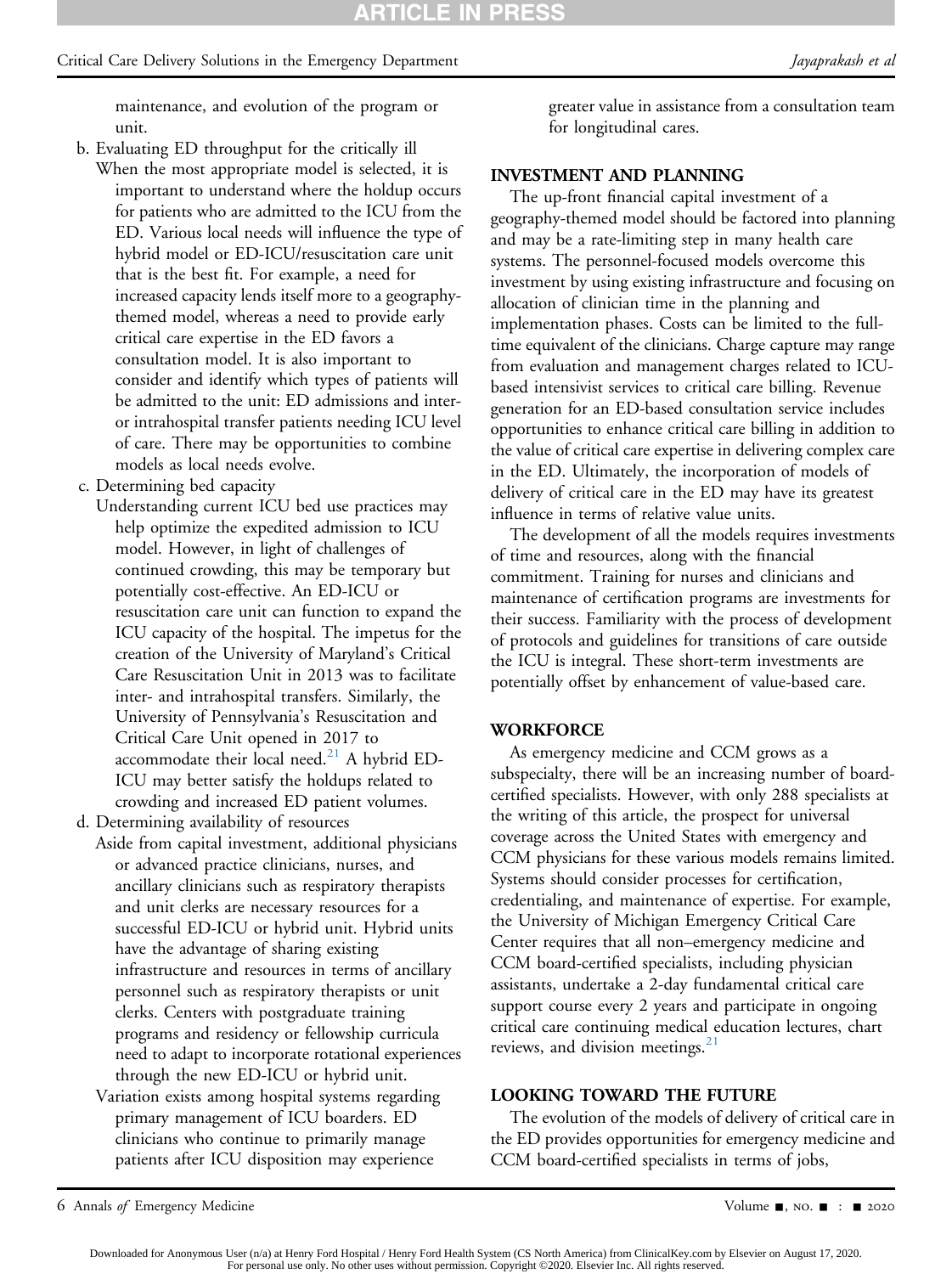maintenance, and evolution of the program or unit.

b. Evaluating ED throughput for the critically ill

When the most appropriate model is selected, it is important to understand where the holdup occurs for patients who are admitted to the ICU from the ED. Various local needs will influence the type of hybrid model or ED-ICU/resuscitation care unit that is the best fit. For example, a need for increased capacity lends itself more to a geography-themed model, whereas a need to provide early critical care expertise in the ED favors a consultation model. It is also important to consider and identify which types of patients will be admitted to the unit: ED admissions and inter- or intrahospital transfer patients needing ICU level of care. There may be opportunities to combine models as local needs evolve.

c. Determining bed capacity

Understanding current ICU bed use practices may help optimize the expedited admission to ICU model. However, in light of challenges of continued crowding, this may be temporary but potentially cost-effective. An ED-ICU or resuscitation care unit can function to expand the ICU capacity of the hospital. The impetus for the creation of the University of Maryland's Critical Care Resuscitation Unit in 2013 was to facilitate inter- and intrahospital transfers. Similarly, the University of Pennsylvania's Resuscitation and Critical Care Unit opened in 2017 to accommodate their local need.[21] A hybrid ED-ICU may better satisfy the holdups related to crowding and increased ED patient volumes.

d. Determining availability of resources

Aside from capital investment, additional physicians or advanced practice clinicians, nurses, and ancillary clinicians such as respiratory therapists and unit clerks are necessary resources for a successful ED-ICU or hybrid unit. Hybrid units have the advantage of sharing existing infrastructure and resources in terms of ancillary personnel such as respiratory therapists or unit clerks. Centers with postgraduate training programs and residency or fellowship curricula need to adapt to incorporate rotational experiences through the new ED-ICU or hybrid unit.

Variation exists among hospital systems regarding primary management of ICU boarders. ED clinicians who continue to primarily manage patients after ICU disposition may experience greater value in assistance from a consultation team for longitudinal cares.

## INVESTMENT AND PLANNING

The up-front financial capital investment of a geography-themed model should be factored into planning and may be a rate-limiting step in many health care systems. The personnel-focused models overcome this investment by using existing infrastructure and focusing on allocation of clinician time in the planning and implementation phases. Costs can be limited to the full-time equivalent of the clinicians. Charge capture may range from evaluation and management charges related to ICU-based intensivist services to critical care billing. Revenue generation for an ED-based consultation service includes opportunities to enhance critical care billing in addition to the value of critical care expertise in delivering complex care in the ED. Ultimately, the incorporation of models of delivery of critical care in the ED may have its greatest influence in terms of relative value units.

The development of all the models requires investments of time and resources, along with the financial commitment. Training for nurses and clinicians and maintenance of certification programs are investments for their success. Familiarity with the process of development of protocols and guidelines for transitions of care outside the ICU is integral. These short-term investments are potentially offset by enhancement of value-based care.

## WORKFORCE

As emergency medicine and CCM grows as a subspecialty, there will be an increasing number of board-certified specialists. However, with only 288 specialists at the writing of this article, the prospect for universal coverage across the United States with emergency and CCM physicians for these various models remains limited. Systems should consider processes for certification, credentialing, and maintenance of expertise. For example, the University of Michigan Emergency Critical Care Center requires that all non–emergency medicine and CCM board-certified specialists, including physician assistants, undertake a 2-day fundamental critical care support course every 2 years and participate in ongoing critical care continuing medical education lectures, chart reviews, and division meetings.[21]

## LOOKING TOWARD THE FUTURE

The evolution of the models of delivery of critical care in the ED provides opportunities for emergency medicine and CCM board-certified specialists in terms of jobs,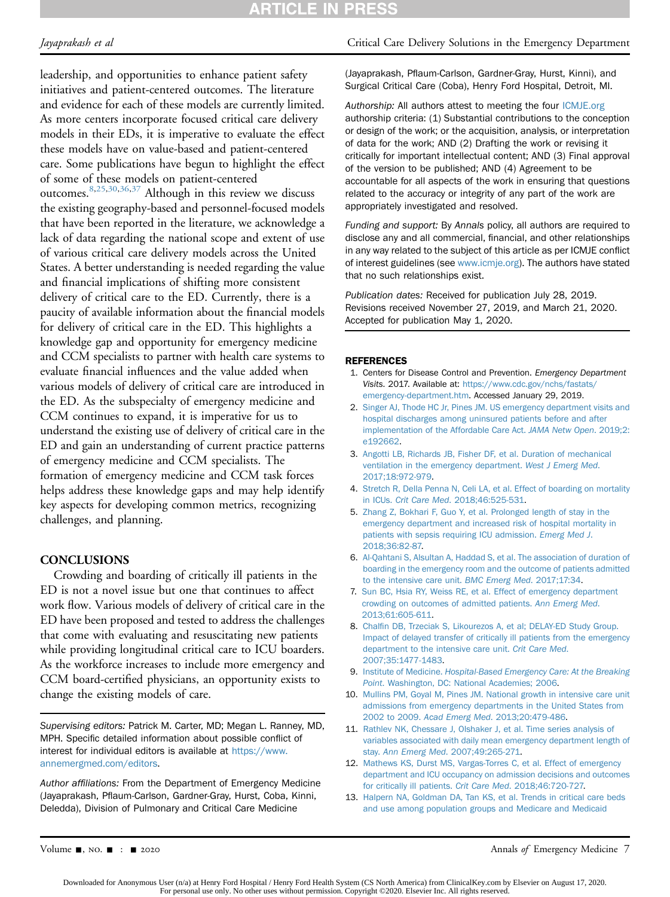leadership, and opportunities to enhance patient safety initiatives and patient-centered outcomes. The literature and evidence for each of these models are currently limited. As more centers incorporate focused critical care delivery models in their EDs, it is imperative to evaluate the effect these models have on value-based and patient-centered care. Some publications have begun to highlight the effect of some of these models on patient-centered outcomes.[8,25,30,36,37] Although in this review we discuss the existing geography-based and personnel-focused models that have been reported in the literature, we acknowledge a lack of data regarding the national scope and extent of use of various critical care delivery models across the United States. A better understanding is needed regarding the value and financial implications of shifting more consistent delivery of critical care to the ED. Currently, there is a paucity of available information about the financial models for delivery of critical care in the ED. This highlights a knowledge gap and opportunity for emergency medicine and CCM specialists to partner with health care systems to evaluate financial influences and the value added when various models of delivery of critical care are introduced in the ED. As the subspecialty of emergency medicine and CCM continues to expand, it is imperative for us to understand the existing use of delivery of critical care in the ED and gain an understanding of current practice patterns of emergency medicine and CCM specialists. The formation of emergency medicine and CCM task forces helps address these knowledge gaps and may help identify key aspects for developing common metrics, recognizing challenges, and planning.

## CONCLUSIONS

Crowding and boarding of critically ill patients in the ED is not a novel issue but one that continues to affect work flow. Various models of delivery of critical care in the ED have been proposed and tested to address the challenges that come with evaluating and resuscitating new patients while providing longitudinal critical care to ICU boarders. As the workforce increases to include more emergency and CCM board-certified physicians, an opportunity exists to change the existing models of care.

*Supervising editors:* Patrick M. Carter, MD; Megan L. Ranney, MD, MPH. Specific detailed information about possible conflict of interest for individual editors is available at https://www.annemergmed.com/editors.

*Author affiliations:* From the Department of Emergency Medicine (Jayaprakash, Pflaum-Carlson, Gardner-Gray, Hurst, Coba, Kinni, Deledda), Division of Pulmonary and Critical Care Medicine (Jayaprakash, Pflaum-Carlson, Gardner-Gray, Hurst, Kinni), and Surgical Critical Care (Coba), Henry Ford Hospital, Detroit, MI.

*Authorship:* All authors attest to meeting the four ICMJE.org authorship criteria: (1) Substantial contributions to the conception or design of the work; or the acquisition, analysis, or interpretation of data for the work; AND (2) Drafting the work or revising it critically for important intellectual content; AND (3) Final approval of the version to be published; AND (4) Agreement to be accountable for all aspects of the work in ensuring that questions related to the accuracy or integrity of any part of the work are appropriately investigated and resolved.

*Funding and support:* By *Annals* policy, all authors are required to disclose any and all commercial, financial, and other relationships in any way related to the subject of this article as per ICMJE conflict of interest guidelines (see www.icmje.org). The authors have stated that no such relationships exist.

*Publication dates:* Received for publication July 28, 2019. Revisions received November 27, 2019, and March 21, 2020. Accepted for publication May 1, 2020.

## REFERENCES

1. Centers for Disease Control and Prevention. *Emergency Department Visits*. 2017. Available at: https://www.cdc.gov/nchs/fastats/emergency-department.htm. Accessed January 29, 2019.
2. Singer AJ, Thode HC Jr, Pines JM. US emergency department visits and hospital discharges among uninsured patients before and after implementation of the Affordable Care Act. *JAMA Netw Open*. 2019;2:e192662.
3. Angotti LB, Richards JB, Fisher DF, et al. Duration of mechanical ventilation in the emergency department. *West J Emerg Med*. 2017;18:972-979.
4. Stretch R, Della Penna N, Celi LA, et al. Effect of boarding on mortality in ICUs. *Crit Care Med*. 2018;46:525-531.
5. Zhang Z, Bokhari F, Guo Y, et al. Prolonged length of stay in the emergency department and increased risk of hospital mortality in patients with sepsis requiring ICU admission. *Emerg Med J*. 2018;36:82-87.
6. Al-Qahtani S, Alsultan A, Haddad S, et al. The association of duration of boarding in the emergency room and the outcome of patients admitted to the intensive care unit. *BMC Emerg Med*. 2017;17:34.
7. Sun BC, Hsia RY, Weiss RE, et al. Effect of emergency department crowding on outcomes of admitted patients. *Ann Emerg Med*. 2013;61:605-611.
8. Chalfin DB, Trzeciak S, Likourezos A, et al; DELAY-ED Study Group. Impact of delayed transfer of critically ill patients from the emergency department to the intensive care unit. *Crit Care Med*. 2007;35:1477-1483.
9. Institute of Medicine. *Hospital-Based Emergency Care: At the Breaking Point*. Washington, DC: National Academies; 2006.
10. Mullins PM, Goyal M, Pines JM. National growth in intensive care unit admissions from emergency departments in the United States from 2002 to 2009. *Acad Emerg Med*. 2013;20:479-486.
11. Rathlev NK, Chessare J, Olshaker J, et al. Time series analysis of variables associated with daily mean emergency department length of stay. *Ann Emerg Med*. 2007;49:265-271.
12. Mathews KS, Durst MS, Vargas-Torres C, et al. Effect of emergency department and ICU occupancy on admission decisions and outcomes for critically ill patients. *Crit Care Med*. 2018;46:720-727.
13. Halpern NA, Goldman DA, Tan KS, et al. Trends in critical care beds and use among population groups and Medicare and Medicaid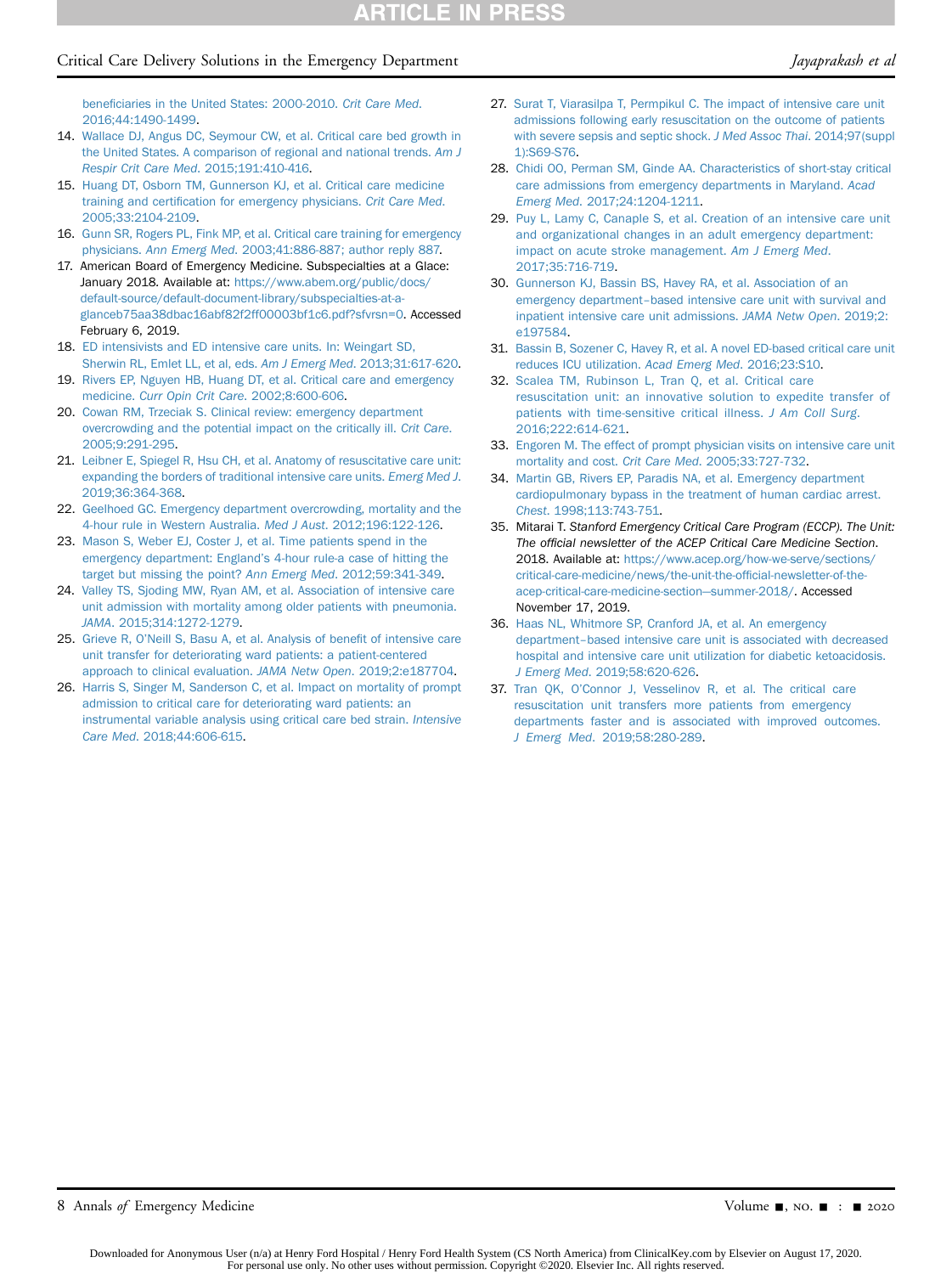beneficiaries in the United States: 2000-2010. *Crit Care Med*. 2016;44:1490-1499.

14. Wallace DJ, Angus DC, Seymour CW, et al. Critical care bed growth in the United States. A comparison of regional and national trends. *Am J Respir Crit Care Med*. 2015;191:410-416.
15. Huang DT, Osborn TM, Gunnerson KJ, et al. Critical care medicine training and certification for emergency physicians. *Crit Care Med*. 2005;33:2104-2109.
16. Gunn SR, Rogers PL, Fink MP, et al. Critical care training for emergency physicians. *Ann Emerg Med*. 2003;41:886-887; author reply 887.
17. American Board of Emergency Medicine. Subspecialties at a Glace: January 2018. Available at: https://www.abem.org/public/docs/default-source/default-document-library/subspecialties-at-a-glanceb75aa38dbac16abf82f2ff00003bf1c6.pdf?sfvrsn=0. Accessed February 6, 2019.
18. ED intensivists and ED intensive care units. In: Weingart SD, Sherwin RL, Emlet LL, et al, eds. *Am J Emerg Med*. 2013;31:617-620.
19. Rivers EP, Nguyen HB, Huang DT, et al. Critical care and emergency medicine. *Curr Opin Crit Care*. 2002;8:600-606.
20. Cowan RM, Trzeciak S. Clinical review: emergency department overcrowding and the potential impact on the critically ill. *Crit Care*. 2005;9:291-295.
21. Leibner E, Spiegel R, Hsu CH, et al. Anatomy of resuscitative care unit: expanding the borders of traditional intensive care units. *Emerg Med J*. 2019;36:364-368.
22. Geelhoed GC. Emergency department overcrowding, mortality and the 4-hour rule in Western Australia. *Med J Aust*. 2012;196:122-126.
23. Mason S, Weber EJ, Coster J, et al. Time patients spend in the emergency department: England's 4-hour rule-a case of hitting the target but missing the point? *Ann Emerg Med*. 2012;59:341-349.
24. Valley TS, Sjoding MW, Ryan AM, et al. Association of intensive care unit admission with mortality among older patients with pneumonia. *JAMA*. 2015;314:1272-1279.
25. Grieve R, O'Neill S, Basu A, et al. Analysis of benefit of intensive care unit transfer for deteriorating ward patients: a patient-centered approach to clinical evaluation. *JAMA Netw Open*. 2019;2:e187704.
26. Harris S, Singer M, Sanderson C, et al. Impact on mortality of prompt admission to critical care for deteriorating ward patients: an instrumental variable analysis using critical care bed strain. *Intensive Care Med*. 2018;44:606-615.
27. Surat T, Viarasilpa T, Permpikul C. The impact of intensive care unit admissions following early resuscitation on the outcome of patients with severe sepsis and septic shock. *J Med Assoc Thai*. 2014;97(suppl 1):S69-S76.
28. Chidi OO, Perman SM, Ginde AA. Characteristics of short-stay critical care admissions from emergency departments in Maryland. *Acad Emerg Med*. 2017;24:1204-1211.
29. Puy L, Lamy C, Canaple S, et al. Creation of an intensive care unit and organizational changes in an adult emergency department: impact on acute stroke management. *Am J Emerg Med*. 2017;35:716-719.
30. Gunnerson KJ, Bassin BS, Havey RA, et al. Association of an emergency department–based intensive care unit with survival and inpatient intensive care unit admissions. *JAMA Netw Open*. 2019;2:e197584.
31. Bassin B, Sozener C, Havey R, et al. A novel ED-based critical care unit reduces ICU utilization. *Acad Emerg Med*. 2016;23:S10.
32. Scalea TM, Rubinson L, Tran Q, et al. Critical care resuscitation unit: an innovative solution to expedite transfer of patients with time-sensitive critical illness. *J Am Coll Surg*. 2016;222:614-621.
33. Engoren M. The effect of prompt physician visits on intensive care unit mortality and cost. *Crit Care Med*. 2005;33:727-732.
34. Martin GB, Rivers EP, Paradis NA, et al. Emergency department cardiopulmonary bypass in the treatment of human cardiac arrest. *Chest*. 1998;113:743-751.
35. Mitarai T. *Stanford Emergency Critical Care Program (ECCP). The Unit: The official newsletter of the ACEP Critical Care Medicine Section*. 2018. Available at: https://www.acep.org/how-we-serve/sections/critical-care-medicine/news/the-unit-the-official-newsletter-of-the-acep-critical-care-medicine-section--summer-2018/. Accessed November 17, 2019.
36. Haas NL, Whitmore SP, Cranford JA, et al. An emergency department–based intensive care unit is associated with decreased hospital and intensive care unit utilization for diabetic ketoacidosis. *J Emerg Med*. 2019;58:620-626.
37. Tran QK, O'Connor J, Vesselinov R, et al. The critical care resuscitation unit transfers more patients from emergency departments faster and is associated with improved outcomes. *J Emerg Med*. 2019;58:280-289.